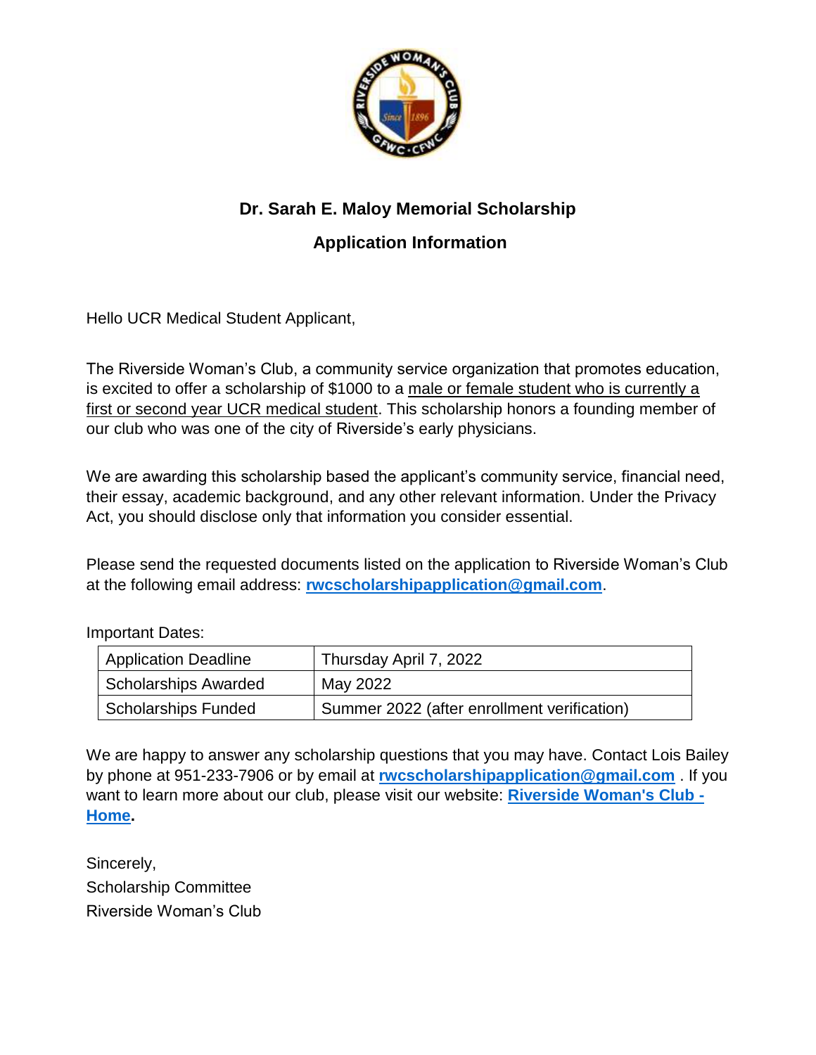# Dr. Sarah E. Maloy Memorial Scholarship

## Application Information

Hello UCR Medical Student Applicant,

The Riverside Woman's Club, a community service organization that promotes education, is excited to offer a scholarship of $1000 to a male or female student who is currently a first or second year UCR medical student. This scholarship honors a founding member of our club who was one of the city of Riverside's early physicians.

We are awarding this scholarship based the applicant's community service, financial need, their essay, academic background, and any other relevant information. Under the Privacy Act, you should disclose only that information you consider essential.

Please send the requested documents listed on the application to Riverside Woman's Club at the following email address: **rwcscholarshipapplication@gmail.com**.

Important Dates:

| | |
|---|---|
| Application Deadline | Thursday April 7, 2022 |
| Scholarships Awarded | May 2022 |
| Scholarships Funded | Summer 2022 (after enrollment verification) |

We are happy to answer any scholarship questions that you may have. Contact Lois Bailey by phone at 951-233-7906 or by email at **rwcscholarshipapplication@gmail.com** . If you want to learn more about our club, please visit our website: **Riverside Woman's Club - Home.**

Sincerely,
Scholarship Committee
Riverside Woman's Club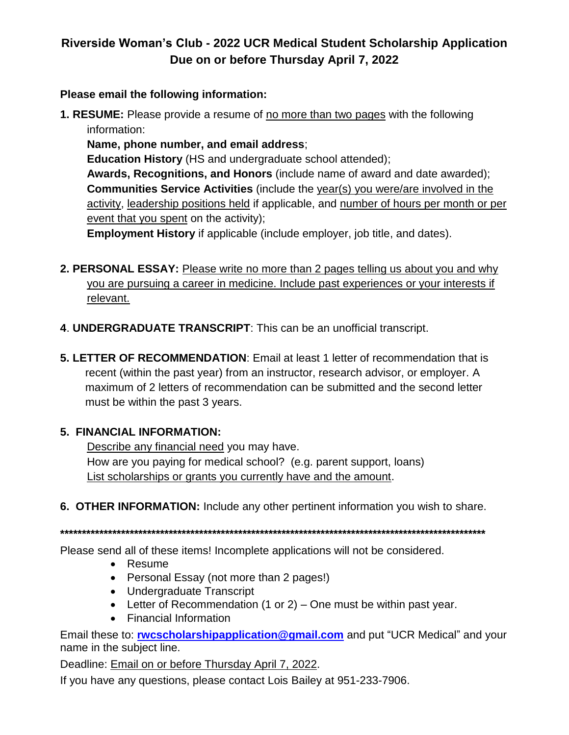# Riverside Woman's Club - 2022 UCR Medical Student Scholarship Application
## Due on or before Thursday April 7, 2022

**Please email the following information:**

**1. RESUME:** Please provide a resume of no more than two pages with the following information:

**Name, phone number, and email address**;
**Education History** (HS and undergraduate school attended);
**Awards, Recognitions, and Honors** (include name of award and date awarded);
**Communities Service Activities** (include the year(s) you were/are involved in the activity, leadership positions held if applicable, and number of hours per month or per event that you spent on the activity);
**Employment History** if applicable (include employer, job title, and dates).

**2. PERSONAL ESSAY:** Please write no more than 2 pages telling us about you and why you are pursuing a career in medicine. Include past experiences or your interests if relevant.

**4**. **UNDERGRADUATE TRANSCRIPT**: This can be an unofficial transcript.

**5. LETTER OF RECOMMENDATION**: Email at least 1 letter of recommendation that is recent (within the past year) from an instructor, research advisor, or employer. A maximum of 2 letters of recommendation can be submitted and the second letter must be within the past 3 years.

**5. FINANCIAL INFORMATION:**

Describe any financial need you may have.
How are you paying for medical school? (e.g. parent support, loans)
List scholarships or grants you currently have and the amount.

**6. OTHER INFORMATION:** Include any other pertinent information you wish to share.

**********************************************************************************************************

Please send all of these items! Incomplete applications will not be considered.

- Resume
- Personal Essay (not more than 2 pages!)
- Undergraduate Transcript
- Letter of Recommendation (1 or 2) – One must be within past year.
- Financial Information

Email these to: **rwcscholarshipapplication@gmail.com** and put "UCR Medical" and your name in the subject line.

Deadline: Email on or before Thursday April 7, 2022.

If you have any questions, please contact Lois Bailey at 951-233-7906.